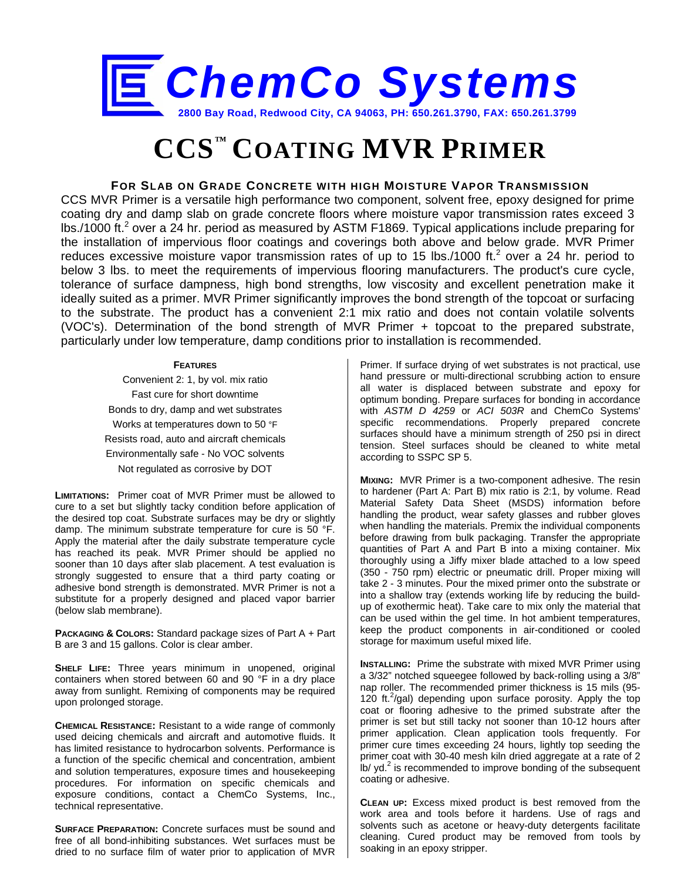# ChemCo Systems

2800 Bay Road, Redwood City, CA 94063, PH: 650.261.3790, FAX: 650.261.3799

# CCS™ COATING MVR PRIMER

### FOR SLAB ON GRADE CONCRETE WITH HIGH MOISTURE VAPOR TRANSMISSION

CCS MVR Primer is a versatile high performance two component, solvent free, epoxy designed for prime coating dry and damp slab on grade concrete floors where moisture vapor transmission rates exceed 3 lbs./1000 ft.$^2$ over a 24 hr. period as measured by ASTM F1869. Typical applications include preparing for the installation of impervious floor coatings and coverings both above and below grade. MVR Primer reduces excessive moisture vapor transmission rates of up to 15 lbs./1000 ft.$^2$ over a 24 hr. period to below 3 lbs. to meet the requirements of impervious flooring manufacturers. The product's cure cycle, tolerance of surface dampness, high bond strengths, low viscosity and excellent penetration make it ideally suited as a primer. MVR Primer significantly improves the bond strength of the topcoat or surfacing to the substrate. The product has a convenient 2:1 mix ratio and does not contain volatile solvents (VOC's). Determination of the bond strength of MVR Primer + topcoat to the prepared substrate, particularly under low temperature, damp conditions prior to installation is recommended.

**FEATURES**

Convenient 2: 1, by vol. mix ratio
Fast cure for short downtime
Bonds to dry, damp and wet substrates
Works at temperatures down to 50 °F
Resists road, auto and aircraft chemicals
Environmentally safe - No VOC solvents
Not regulated as corrosive by DOT

**LIMITATIONS:** Primer coat of MVR Primer must be allowed to cure to a set but slightly tacky condition before application of the desired top coat. Substrate surfaces may be dry or slightly damp. The minimum substrate temperature for cure is 50 °F. Apply the material after the daily substrate temperature cycle has reached its peak. MVR Primer should be applied no sooner than 10 days after slab placement. A test evaluation is strongly suggested to ensure that a third party coating or adhesive bond strength is demonstrated. MVR Primer is not a substitute for a properly designed and placed vapor barrier (below slab membrane).

**PACKAGING & COLORS:** Standard package sizes of Part A + Part B are 3 and 15 gallons. Color is clear amber.

**SHELF LIFE:** Three years minimum in unopened, original containers when stored between 60 and 90 °F in a dry place away from sunlight. Remixing of components may be required upon prolonged storage.

**CHEMICAL RESISTANCE:** Resistant to a wide range of commonly used deicing chemicals and aircraft and automotive fluids. It has limited resistance to hydrocarbon solvents. Performance is a function of the specific chemical and concentration, ambient and solution temperatures, exposure times and housekeeping procedures. For information on specific chemicals and exposure conditions, contact a ChemCo Systems, Inc., technical representative.

**SURFACE PREPARATION:** Concrete surfaces must be sound and free of all bond-inhibiting substances. Wet surfaces must be dried to no surface film of water prior to application of MVR Primer. If surface drying of wet substrates is not practical, use hand pressure or multi-directional scrubbing action to ensure all water is displaced between substrate and epoxy for optimum bonding. Prepare surfaces for bonding in accordance with *ASTM D 4259* or *ACI 503R* and ChemCo Systems' specific recommendations. Properly prepared concrete surfaces should have a minimum strength of 250 psi in direct tension. Steel surfaces should be cleaned to white metal according to SSPC SP 5.

**MIXING:** MVR Primer is a two-component adhesive. The resin to hardener (Part A: Part B) mix ratio is 2:1, by volume. Read Material Safety Data Sheet (MSDS) information before handling the product, wear safety glasses and rubber gloves when handling the materials. Premix the individual components before drawing from bulk packaging. Transfer the appropriate quantities of Part A and Part B into a mixing container. Mix thoroughly using a Jiffy mixer blade attached to a low speed (350 - 750 rpm) electric or pneumatic drill. Proper mixing will take 2 - 3 minutes. Pour the mixed primer onto the substrate or into a shallow tray (extends working life by reducing the build-up of exothermic heat). Take care to mix only the material that can be used within the gel time. In hot ambient temperatures, keep the product components in air-conditioned or cooled storage for maximum useful mixed life.

**INSTALLING:** Prime the substrate with mixed MVR Primer using a 3/32" notched squeegee followed by back-rolling using a 3/8" nap roller. The recommended primer thickness is 15 mils (95-120 ft.$^2$/gal) depending upon surface porosity. Apply the top coat or flooring adhesive to the primed substrate after the primer is set but still tacky not sooner than 10-12 hours after primer application. Clean application tools frequently. For primer cure times exceeding 24 hours, lightly top seeding the primer coat with 30-40 mesh kiln dried aggregate at a rate of 2 lb/ yd.$^2$ is recommended to improve bonding of the subsequent coating or adhesive.

**CLEAN UP:** Excess mixed product is best removed from the work area and tools before it hardens. Use of rags and solvents such as acetone or heavy-duty detergents facilitate cleaning. Cured product may be removed from tools by soaking in an epoxy stripper.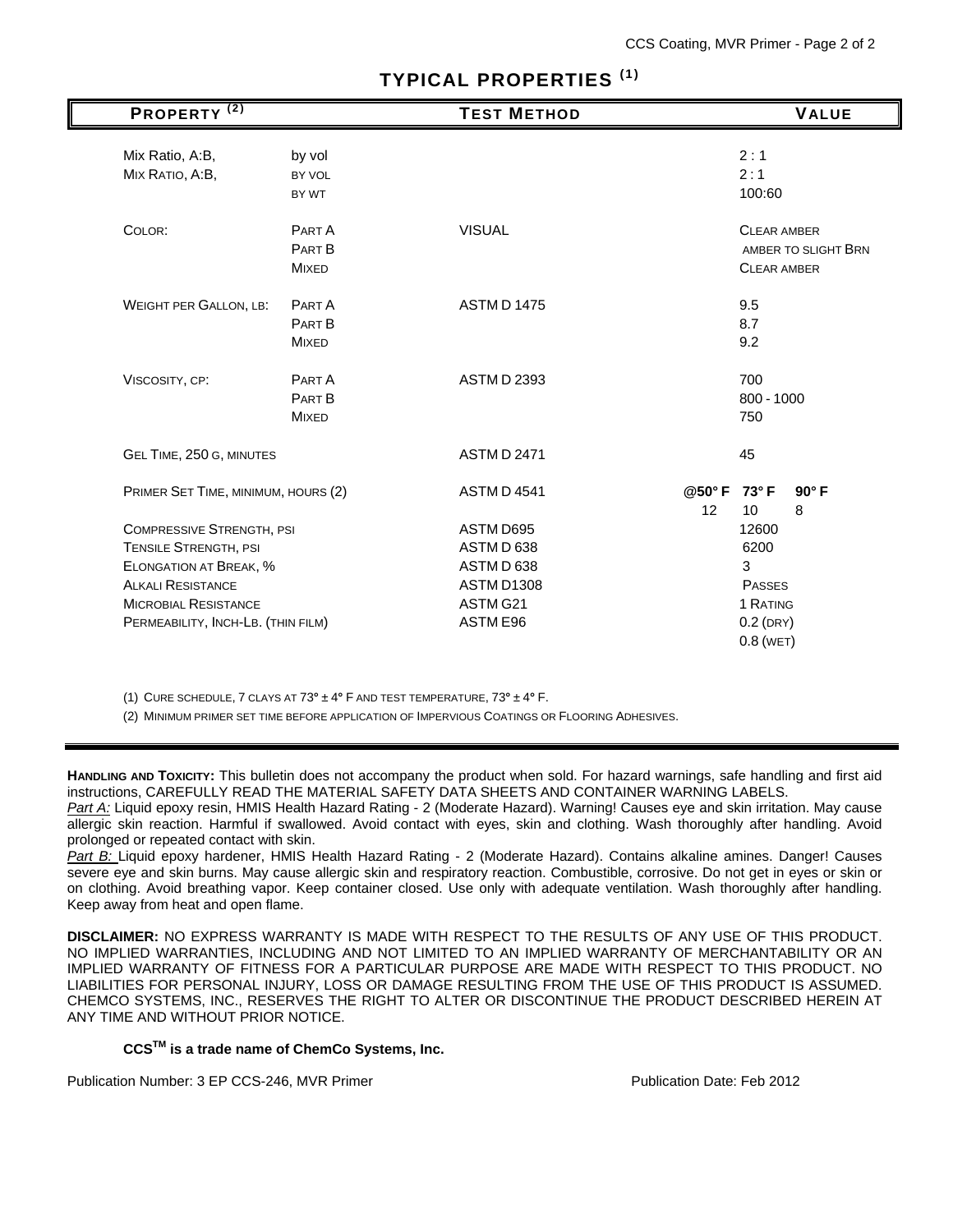## TYPICAL PROPERTIES [1]

| PROPERTY [2] | | TEST METHOD | VALUE |
|---|---|---|---|
| Mix Ratio, A:B, | by vol | | 2 : 1 |
| MIX RATIO, A:B, | BY VOL | | 2 : 1 |
| | BY WT | | 100:60 |
| COLOR: | PART A | VISUAL | CLEAR AMBER |
| | PART B | | AMBER TO SLIGHT BRN |
| | MIXED | | CLEAR AMBER |
| WEIGHT PER GALLON, LB: | PART A | ASTM D 1475 | 9.5 |
| | PART B | | 8.7 |
| | MIXED | | 9.2 |
| VISCOSITY, CP: | PART A | ASTM D 2393 | 700 |
| | PART B | | 800 - 1000 |
| | MIXED | | 750 |
| GEL TIME, 250 G, MINUTES | | ASTM D 2471 | 45 |
| PRIMER SET TIME, MINIMUM, HOURS (2) | | ASTM D 4541 | @50° F: 12; 73° F: 10; 90° F: 8 |
| COMPRESSIVE STRENGTH, PSI | | ASTM D695 | 12600 |
| TENSILE STRENGTH, PSI | | ASTM D 638 | 6200 |
| ELONGATION AT BREAK, % | | ASTM D 638 | 3 |
| ALKALI RESISTANCE | | ASTM D1308 | PASSES |
| MICROBIAL RESISTANCE | | ASTM G21 | 1 RATING |
| PERMEABILITY, INCH-LB. (THIN FILM) | | ASTM E96 | 0.2 (DRY) |
| | | | 0.8 (WET) |

(1) CURE SCHEDULE, 7 CLAYS AT 73° ± 4° F AND TEST TEMPERATURE, 73° ± 4° F.

(2) MINIMUM PRIMER SET TIME BEFORE APPLICATION OF IMPERVIOUS COATINGS OR FLOORING ADHESIVES.

**HANDLING AND TOXICITY:** This bulletin does not accompany the product when sold. For hazard warnings, safe handling and first aid instructions, CAREFULLY READ THE MATERIAL SAFETY DATA SHEETS AND CONTAINER WARNING LABELS.

*Part A:* Liquid epoxy resin, HMIS Health Hazard Rating - 2 (Moderate Hazard). Warning! Causes eye and skin irritation. May cause allergic skin reaction. Harmful if swallowed. Avoid contact with eyes, skin and clothing. Wash thoroughly after handling. Avoid prolonged or repeated contact with skin.

*Part B:* Liquid epoxy hardener, HMIS Health Hazard Rating - 2 (Moderate Hazard). Contains alkaline amines. Danger! Causes severe eye and skin burns. May cause allergic skin and respiratory reaction. Combustible, corrosive. Do not get in eyes or skin or on clothing. Avoid breathing vapor. Keep container closed. Use only with adequate ventilation. Wash thoroughly after handling. Keep away from heat and open flame.

**DISCLAIMER:** NO EXPRESS WARRANTY IS MADE WITH RESPECT TO THE RESULTS OF ANY USE OF THIS PRODUCT. NO IMPLIED WARRANTIES, INCLUDING AND NOT LIMITED TO AN IMPLIED WARRANTY OF MERCHANTABILITY OR AN IMPLIED WARRANTY OF FITNESS FOR A PARTICULAR PURPOSE ARE MADE WITH RESPECT TO THIS PRODUCT. NO LIABILITIES FOR PERSONAL INJURY, LOSS OR DAMAGE RESULTING FROM THE USE OF THIS PRODUCT IS ASSUMED. CHEMCO SYSTEMS, INC., RESERVES THE RIGHT TO ALTER OR DISCONTINUE THE PRODUCT DESCRIBED HEREIN AT ANY TIME AND WITHOUT PRIOR NOTICE.

**CCS™ is a trade name of ChemCo Systems, Inc.**

Publication Number: 3 EP CCS-246, MVR Primer — Publication Date: Feb 2012